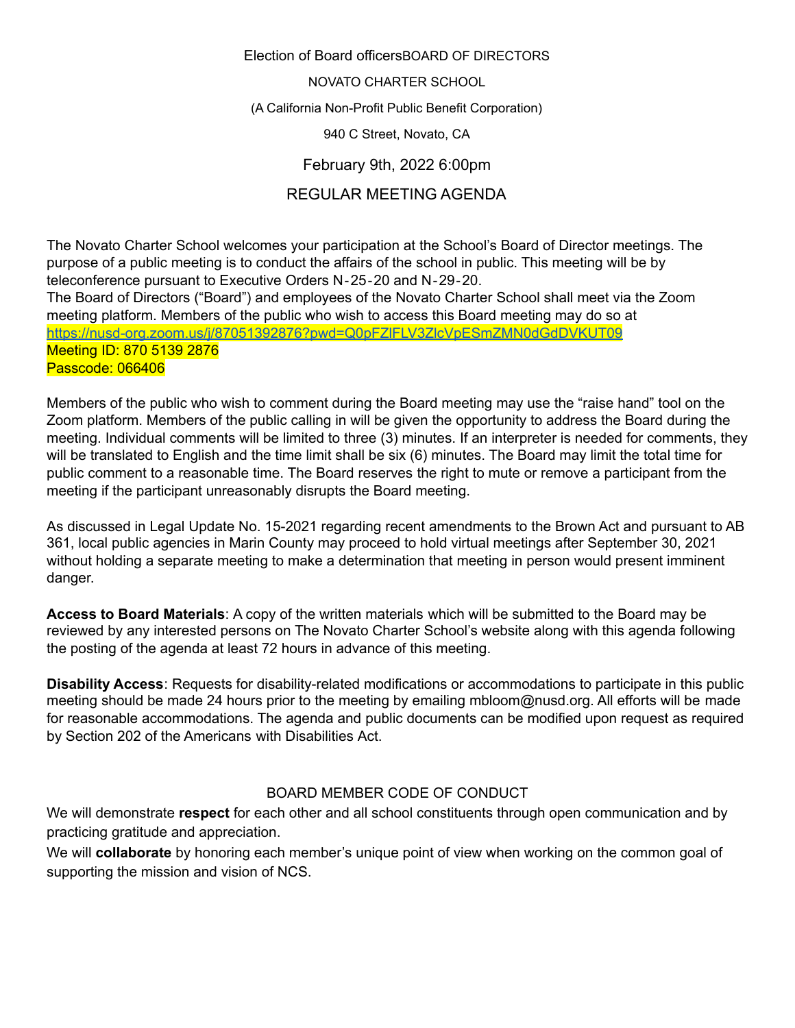Election of Board officersBOARD OF DIRECTORS

NOVATO CHARTER SCHOOL

(A California Non-Profit Public Benefit Corporation)

940 C Street, Novato, CA

February 9th, 2022 6:00pm

REGULAR MEETING AGENDA

The Novato Charter School welcomes your participation at the School's Board of Director meetings. The purpose of a public meeting is to conduct the affairs of the school in public. This meeting will be by teleconference pursuant to Executive Orders N-25-20 and N-29-20.
The Board of Directors ("Board") and employees of the Novato Charter School shall meet via the Zoom meeting platform. Members of the public who wish to access this Board meeting may do so at
https://nusd-org.zoom.us/j/87051392876?pwd=Q0pFZlFLV3ZlcVpESmZMN0dGdDVKUT09
Meeting ID: 870 5139 2876
Passcode: 066406

Members of the public who wish to comment during the Board meeting may use the "raise hand" tool on the Zoom platform. Members of the public calling in will be given the opportunity to address the Board during the meeting. Individual comments will be limited to three (3) minutes. If an interpreter is needed for comments, they will be translated to English and the time limit shall be six (6) minutes. The Board may limit the total time for public comment to a reasonable time. The Board reserves the right to mute or remove a participant from the meeting if the participant unreasonably disrupts the Board meeting.

As discussed in Legal Update No. 15-2021 regarding recent amendments to the Brown Act and pursuant to AB 361, local public agencies in Marin County may proceed to hold virtual meetings after September 30, 2021 without holding a separate meeting to make a determination that meeting in person would present imminent danger.

**Access to Board Materials**: A copy of the written materials which will be submitted to the Board may be reviewed by any interested persons on The Novato Charter School's website along with this agenda following the posting of the agenda at least 72 hours in advance of this meeting.

**Disability Access**: Requests for disability-related modifications or accommodations to participate in this public meeting should be made 24 hours prior to the meeting by emailing mbloom@nusd.org. All efforts will be made for reasonable accommodations. The agenda and public documents can be modified upon request as required by Section 202 of the Americans with Disabilities Act.

BOARD MEMBER CODE OF CONDUCT

We will demonstrate **respect** for each other and all school constituents through open communication and by practicing gratitude and appreciation.

We will **collaborate** by honoring each member's unique point of view when working on the common goal of supporting the mission and vision of NCS.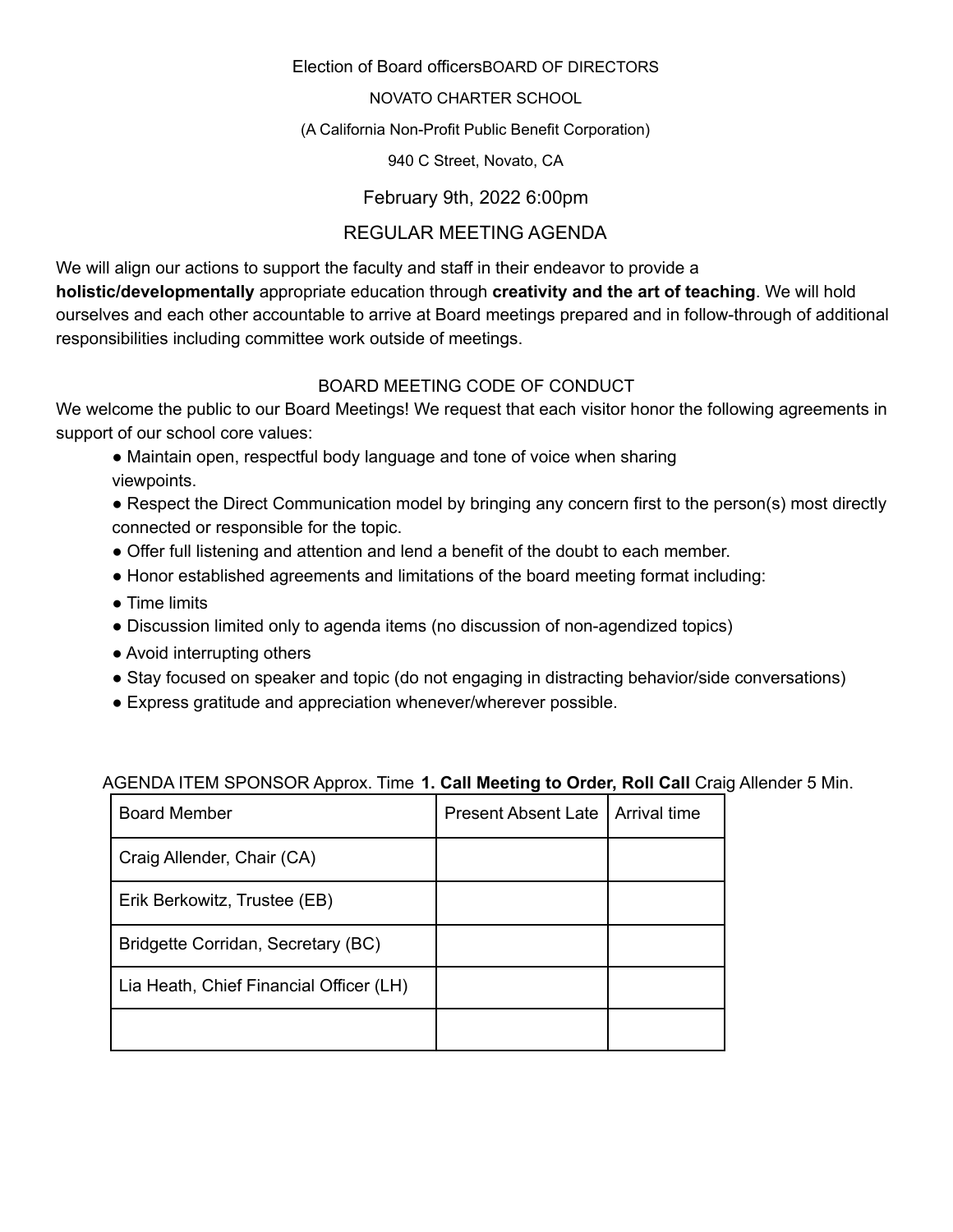Election of Board officersBOARD OF DIRECTORS

NOVATO CHARTER SCHOOL

(A California Non-Profit Public Benefit Corporation)

940 C Street, Novato, CA

February 9th, 2022 6:00pm

REGULAR MEETING AGENDA

We will align our actions to support the faculty and staff in their endeavor to provide a **holistic/developmentally** appropriate education through **creativity and the art of teaching**. We will hold ourselves and each other accountable to arrive at Board meetings prepared and in follow-through of additional responsibilities including committee work outside of meetings.

BOARD MEETING CODE OF CONDUCT

We welcome the public to our Board Meetings! We request that each visitor honor the following agreements in support of our school core values:

- Maintain open, respectful body language and tone of voice when sharing viewpoints.
- Respect the Direct Communication model by bringing any concern first to the person(s) most directly connected or responsible for the topic.
- Offer full listening and attention and lend a benefit of the doubt to each member.
- Honor established agreements and limitations of the board meeting format including:
- Time limits
- Discussion limited only to agenda items (no discussion of non-agendized topics)
- Avoid interrupting others
- Stay focused on speaker and topic (do not engaging in distracting behavior/side conversations)
- Express gratitude and appreciation whenever/wherever possible.

AGENDA ITEM SPONSOR Approx. Time **1. Call Meeting to Order, Roll Call** Craig Allender 5 Min.

| Board Member | Present Absent Late | Arrival time |
|---|---|---|
| Craig Allender, Chair (CA) | | |
| Erik Berkowitz, Trustee (EB) | | |
| Bridgette Corridan, Secretary (BC) | | |
| Lia Heath, Chief Financial Officer (LH) | | |
| | | |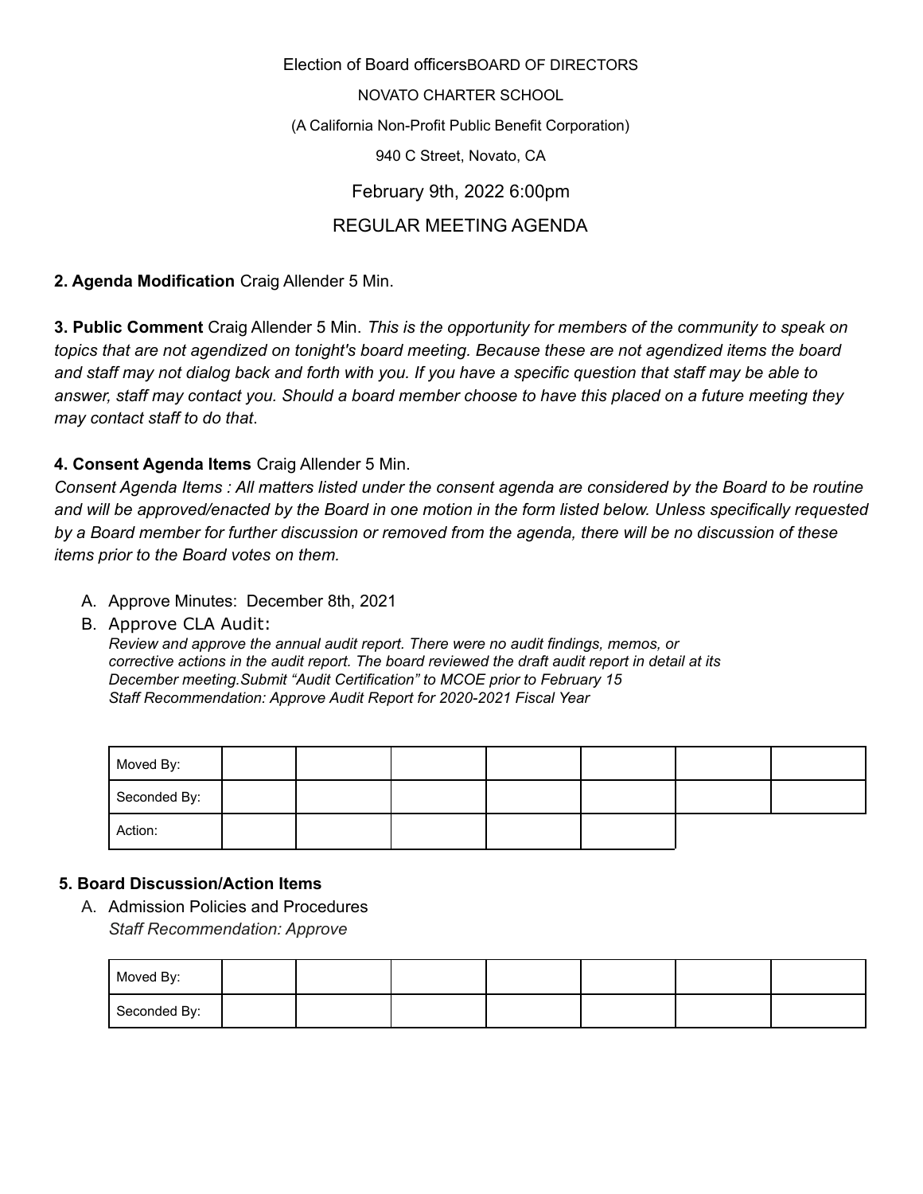Election of Board officersBOARD OF DIRECTORS

NOVATO CHARTER SCHOOL

(A California Non-Profit Public Benefit Corporation)

940 C Street, Novato, CA

February 9th, 2022 6:00pm

REGULAR MEETING AGENDA

**2. Agenda Modification** Craig Allender 5 Min.

**3. Public Comment** Craig Allender 5 Min. *This is the opportunity for members of the community to speak on topics that are not agendized on tonight's board meeting. Because these are not agendized items the board and staff may not dialog back and forth with you. If you have a specific question that staff may be able to answer, staff may contact you. Should a board member choose to have this placed on a future meeting they may contact staff to do that.*

**4. Consent Agenda Items** Craig Allender 5 Min.

*Consent Agenda Items : All matters listed under the consent agenda are considered by the Board to be routine and will be approved/enacted by the Board in one motion in the form listed below. Unless specifically requested by a Board member for further discussion or removed from the agenda, there will be no discussion of these items prior to the Board votes on them.*

A. Approve Minutes: December 8th, 2021

B. Approve CLA Audit:
*Review and approve the annual audit report. There were no audit findings, memos, or corrective actions in the audit report. The board reviewed the draft audit report in detail at its December meeting.Submit "Audit Certification" to MCOE prior to February 15*
*Staff Recommendation: Approve Audit Report for 2020-2021 Fiscal Year*

| Moved By: | | | | | | | |
|---|---|---|---|---|---|---|---|
| Seconded By: | | | | | | | |
| Action: | | | | | | | |

**5. Board Discussion/Action Items**

A. Admission Policies and Procedures
*Staff Recommendation: Approve*

| Moved By: | | | | | | | |
|---|---|---|---|---|---|---|---|
| Seconded By: | | | | | | | |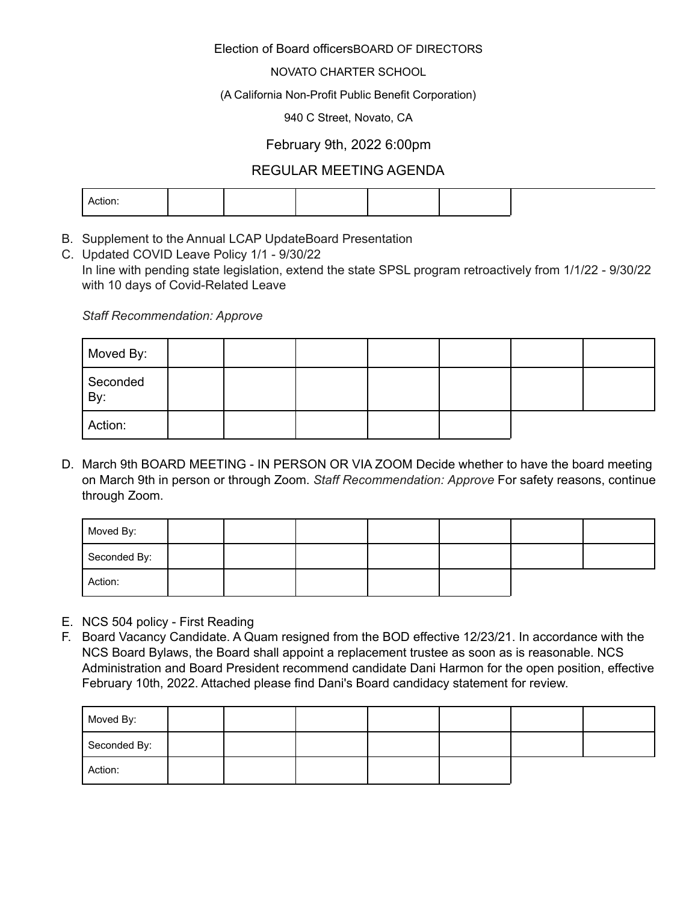Election of Board officersBOARD OF DIRECTORS

NOVATO CHARTER SCHOOL

(A California Non-Profit Public Benefit Corporation)

940 C Street, Novato, CA

February 9th, 2022 6:00pm

REGULAR MEETING AGENDA

| Action: | | | | | |
|---|---|---|---|---|---|

B. Supplement to the Annual LCAP UpdateBoard Presentation
C. Updated COVID Leave Policy 1/1 - 9/30/22
   In line with pending state legislation, extend the state SPSL program retroactively from 1/1/22 - 9/30/22 with 10 days of Covid-Related Leave

   *Staff Recommendation: Approve*

| Moved By: | | | | | | |
|---|---|---|---|---|---|---|
| Seconded By: | | | | | | |
| Action: | | | | | | |

D. March 9th BOARD MEETING - IN PERSON OR VIA ZOOM Decide whether to have the board meeting on March 9th in person or through Zoom. *Staff Recommendation: Approve* For safety reasons, continue through Zoom.

| Moved By: | | | | | | |
|---|---|---|---|---|---|---|
| Seconded By: | | | | | | |
| Action: | | | | | | |

E. NCS 504 policy - First Reading
F. Board Vacancy Candidate. A Quam resigned from the BOD effective 12/23/21. In accordance with the NCS Board Bylaws, the Board shall appoint a replacement trustee as soon as is reasonable. NCS Administration and Board President recommend candidate Dani Harmon for the open position, effective February 10th, 2022. Attached please find Dani's Board candidacy statement for review.

| Moved By: | | | | | | |
|---|---|---|---|---|---|---|
| Seconded By: | | | | | | |
| Action: | | | | | | |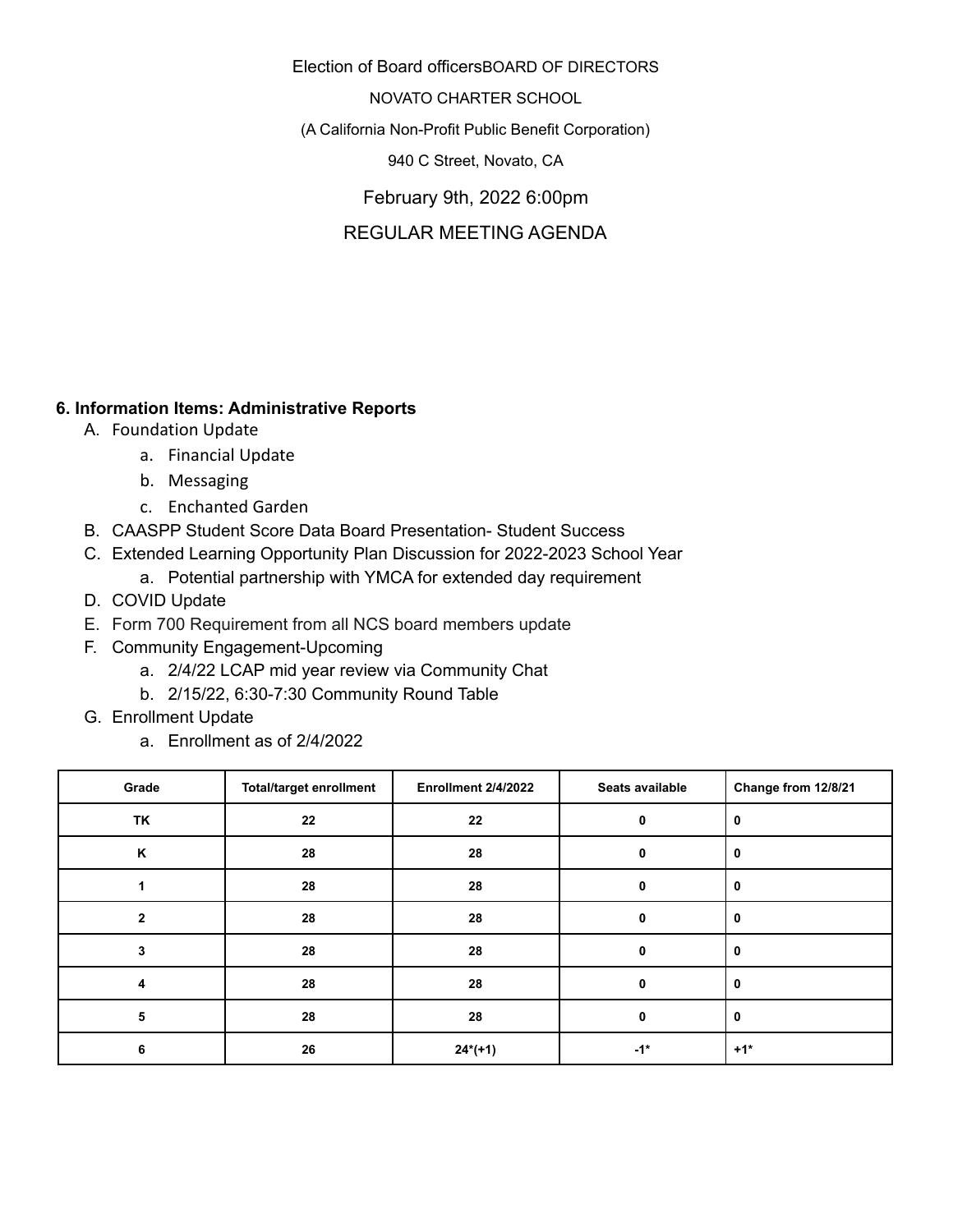Election of Board officersBOARD OF DIRECTORS

NOVATO CHARTER SCHOOL

(A California Non-Profit Public Benefit Corporation)

940 C Street, Novato, CA

February 9th, 2022 6:00pm

REGULAR MEETING AGENDA

**6. Information Items: Administrative Reports**

A. Foundation Update
   a. Financial Update
   b. Messaging
   c. Enchanted Garden
B. CAASPP Student Score Data Board Presentation- Student Success
C. Extended Learning Opportunity Plan Discussion for 2022-2023 School Year
   a. Potential partnership with YMCA for extended day requirement
D. COVID Update
E. Form 700 Requirement from all NCS board members update
F. Community Engagement-Upcoming
   a. 2/4/22 LCAP mid year review via Community Chat
   b. 2/15/22, 6:30-7:30 Community Round Table
G. Enrollment Update
   a. Enrollment as of 2/4/2022

| Grade | Total/target enrollment | Enrollment 2/4/2022 | Seats available | Change from 12/8/21 |
|---|---|---|---|---|
| **TK** | **22** | **22** | **0** | **0** |
| **K** | **28** | **28** | **0** | **0** |
| **1** | **28** | **28** | **0** | **0** |
| **2** | **28** | **28** | **0** | **0** |
| **3** | **28** | **28** | **0** | **0** |
| **4** | **28** | **28** | **0** | **0** |
| **5** | **28** | **28** | **0** | **0** |
| **6** | **26** | **24*(+1)** | **-1*** | **+1*** |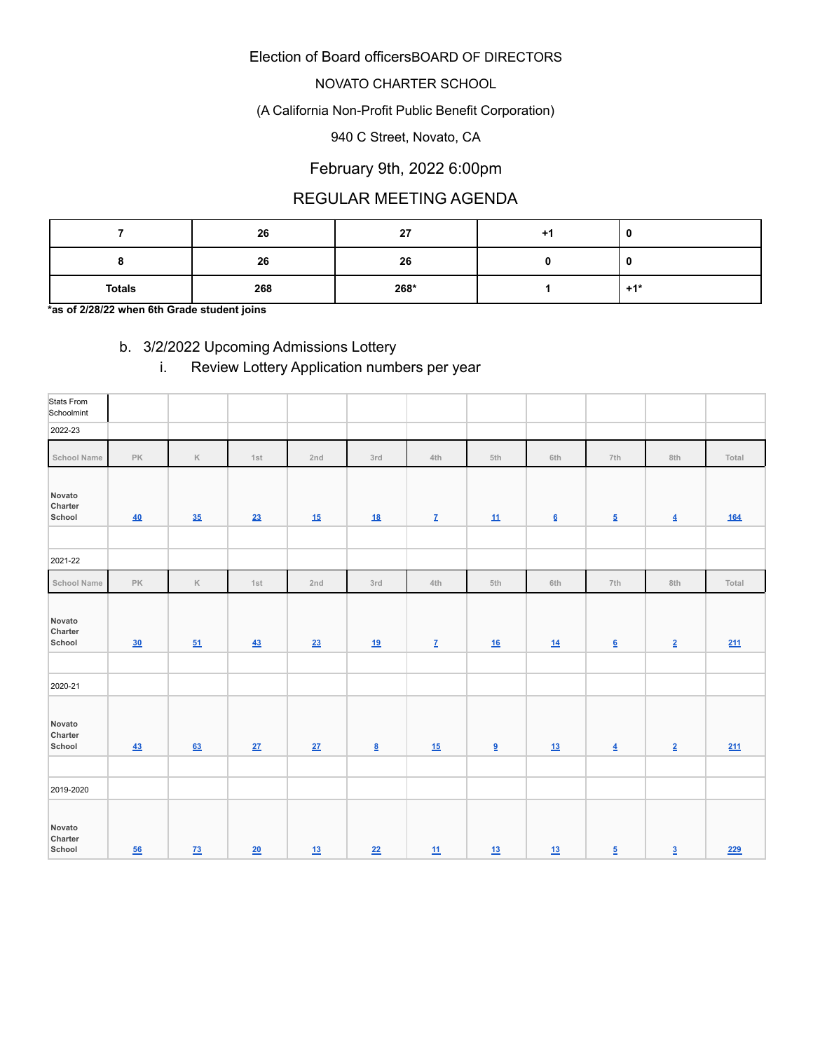Election of Board officersBOARD OF DIRECTORS

NOVATO CHARTER SCHOOL

(A California Non-Profit Public Benefit Corporation)

940 C Street, Novato, CA

February 9th, 2022 6:00pm

REGULAR MEETING AGENDA

| | | | | |
|---|---|---|---|---|
| **7** | **26** | **27** | **+1** | **0** |
| **8** | **26** | **26** | **0** | **0** |
| **Totals** | **268** | **268*** | **1** | **+1*** |

**\*as of 2/28/22 when 6th Grade student joins**

b. 3/2/2022 Upcoming Admissions Lottery

i. Review Lottery Application numbers per year

| Stats From Schoolmint | | | | | | | | | | |
|---|---|---|---|---|---|---|---|---|---|---|
| 2022-23 | | | | | | | | | | |
| **School Name** | **PK** | **K** | **1st** | **2nd** | **3rd** | **4th** | **5th** | **6th** | **7th** | **8th** | **Total** |
| **Novato Charter School** | 40 | 35 | 23 | 15 | 18 | 7 | 11 | 6 | 5 | 4 | 164 |
| | | | | | | | | | | | |
| 2021-22 | | | | | | | | | | | |
| **School Name** | **PK** | **K** | **1st** | **2nd** | **3rd** | **4th** | **5th** | **6th** | **7th** | **8th** | **Total** |
| **Novato Charter School** | 30 | 51 | 43 | 23 | 19 | 7 | 16 | 14 | 6 | 2 | 211 |
| | | | | | | | | | | | |
| 2020-21 | | | | | | | | | | | |
| **Novato Charter School** | 43 | 63 | 27 | 27 | 8 | 15 | 9 | 13 | 4 | 2 | 211 |
| | | | | | | | | | | | |
| 2019-2020 | | | | | | | | | | | |
| **Novato Charter School** | 56 | 73 | 20 | 13 | 22 | 11 | 13 | 13 | 5 | 3 | 229 |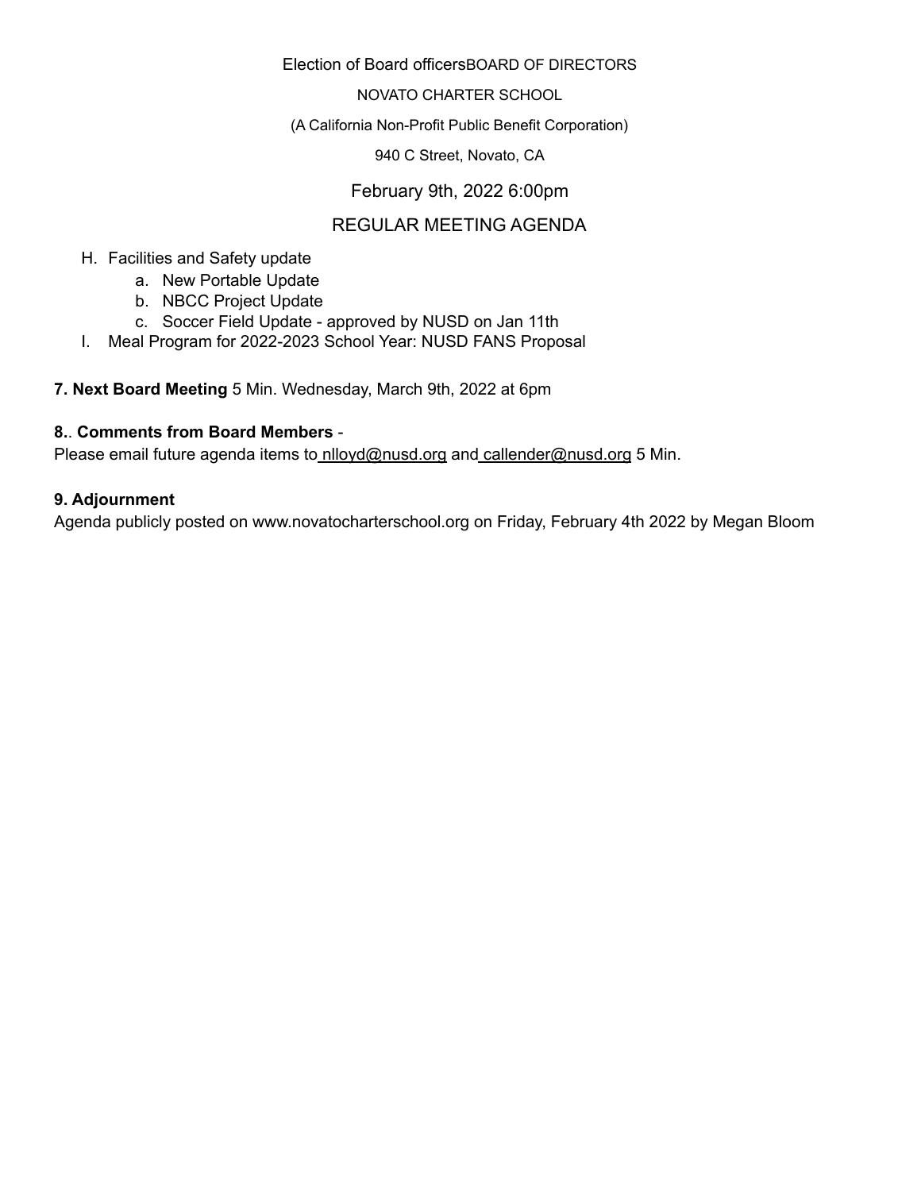Election of Board officersBOARD OF DIRECTORS

NOVATO CHARTER SCHOOL

(A California Non-Profit Public Benefit Corporation)

940 C Street, Novato, CA

February 9th, 2022 6:00pm

REGULAR MEETING AGENDA

H. Facilities and Safety update
   a. New Portable Update
   b. NBCC Project Update
   c. Soccer Field Update - approved by NUSD on Jan 11th
I. Meal Program for 2022-2023 School Year: NUSD FANS Proposal

**7. Next Board Meeting** 5 Min. Wednesday, March 9th, 2022 at 6pm

**8.**. **Comments from Board Members** -
Please email future agenda items to nlloyd@nusd.org and callender@nusd.org 5 Min.

**9. Adjournment**
Agenda publicly posted on www.novatocharterschool.org on Friday, February 4th 2022 by Megan Bloom